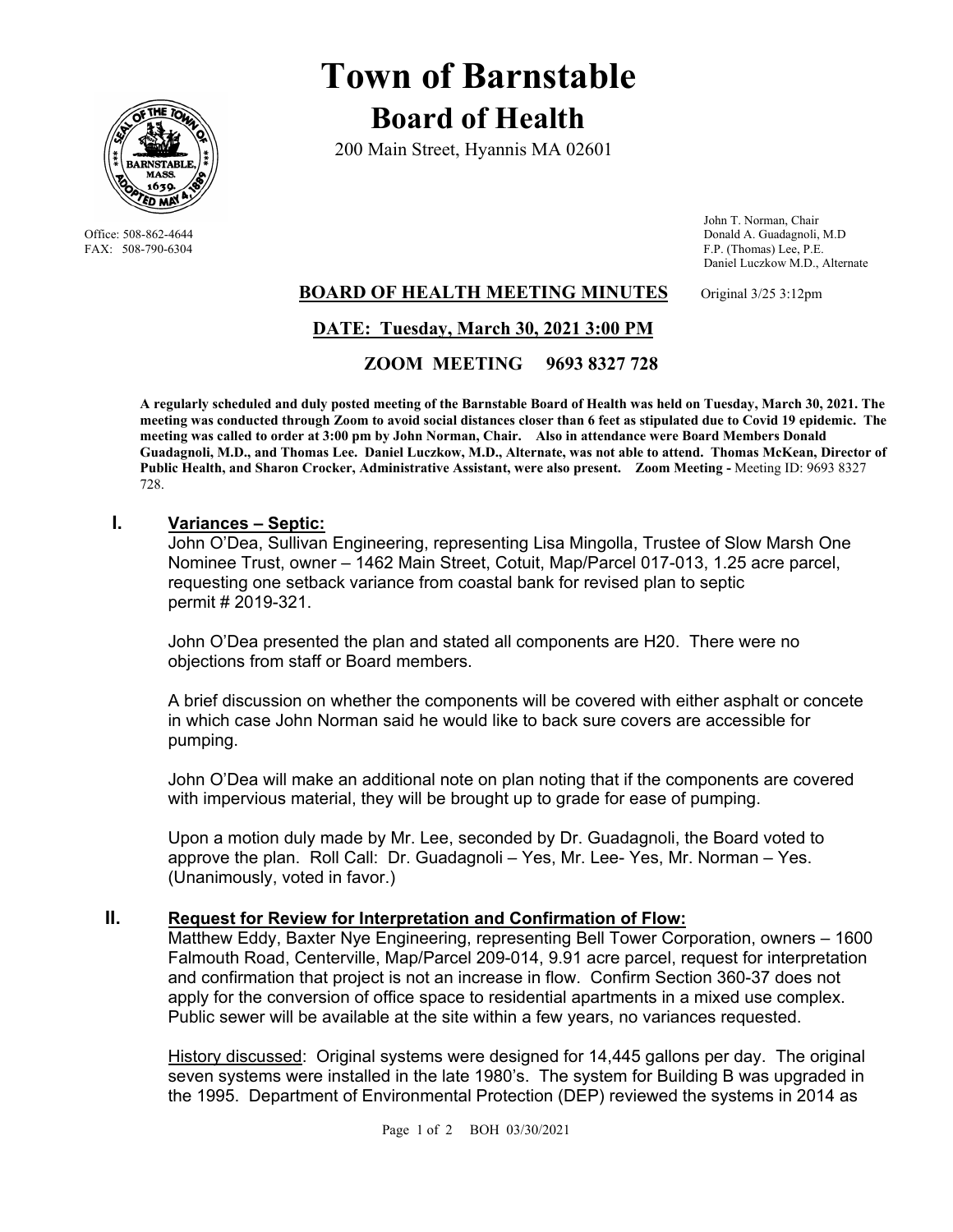# Town of Barnstable

## Board of Health

200 Main Street, Hyannis MA 02601

Office: 508-862-4644
FAX: 508-790-6304

John T. Norman, Chair
Donald A. Guadagnoli, M.D
F.P. (Thomas) Lee, P.E.
Daniel Luczkow M.D., Alternate

### BOARD OF HEALTH MEETING MINUTES

Original 3/25 3:12pm

### DATE: Tuesday, March 30, 2021 3:00 PM

### ZOOM MEETING 9693 8327 728

**A regularly scheduled and duly posted meeting of the Barnstable Board of Health was held on Tuesday, March 30, 2021. The meeting was conducted through Zoom to avoid social distances closer than 6 feet as stipulated due to Covid 19 epidemic. The meeting was called to order at 3:00 pm by John Norman, Chair. Also in attendance were Board Members Donald Guadagnoli, M.D., and Thomas Lee. Daniel Luczkow, M.D., Alternate, was not able to attend. Thomas McKean, Director of Public Health, and Sharon Crocker, Administrative Assistant, were also present. Zoom Meeting -** Meeting ID: 9693 8327 728.

## I. Variances – Septic:

John O'Dea, Sullivan Engineering, representing Lisa Mingolla, Trustee of Slow Marsh One Nominee Trust, owner – 1462 Main Street, Cotuit, Map/Parcel 017-013, 1.25 acre parcel, requesting one setback variance from coastal bank for revised plan to septic permit # 2019-321.

John O'Dea presented the plan and stated all components are H20. There were no objections from staff or Board members.

A brief discussion on whether the components will be covered with either asphalt or concete in which case John Norman said he would like to back sure covers are accessible for pumping.

John O'Dea will make an additional note on plan noting that if the components are covered with impervious material, they will be brought up to grade for ease of pumping.

Upon a motion duly made by Mr. Lee, seconded by Dr. Guadagnoli, the Board voted to approve the plan. Roll Call: Dr. Guadagnoli – Yes, Mr. Lee- Yes, Mr. Norman – Yes. (Unanimously, voted in favor.)

## II. Request for Review for Interpretation and Confirmation of Flow:

Matthew Eddy, Baxter Nye Engineering, representing Bell Tower Corporation, owners – 1600 Falmouth Road, Centerville, Map/Parcel 209-014, 9.91 acre parcel, request for interpretation and confirmation that project is not an increase in flow. Confirm Section 360-37 does not apply for the conversion of office space to residential apartments in a mixed use complex. Public sewer will be available at the site within a few years, no variances requested.

<u>History discussed</u>: Original systems were designed for 14,445 gallons per day. The original seven systems were installed in the late 1980's. The system for Building B was upgraded in the 1995. Department of Environmental Protection (DEP) reviewed the systems in 2014 as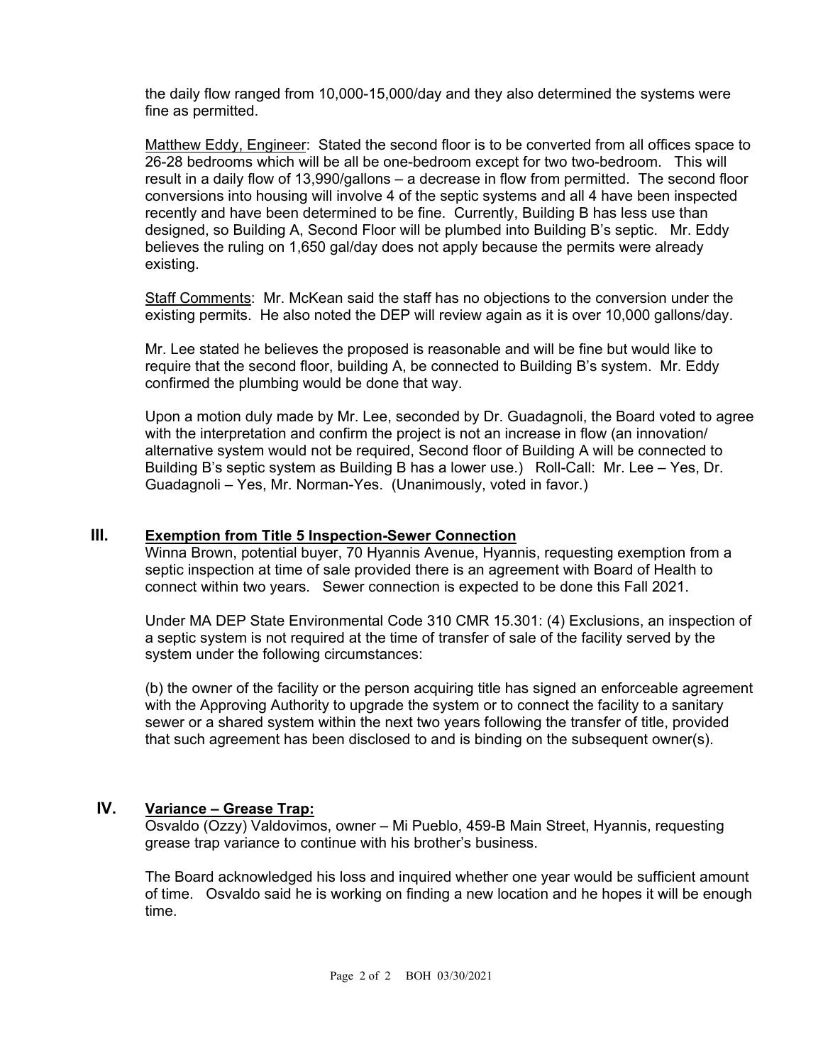the daily flow ranged from 10,000-15,000/day and they also determined the systems were fine as permitted.

Matthew Eddy, Engineer: Stated the second floor is to be converted from all offices space to 26-28 bedrooms which will be all be one-bedroom except for two two-bedroom. This will result in a daily flow of 13,990/gallons – a decrease in flow from permitted. The second floor conversions into housing will involve 4 of the septic systems and all 4 have been inspected recently and have been determined to be fine. Currently, Building B has less use than designed, so Building A, Second Floor will be plumbed into Building B's septic. Mr. Eddy believes the ruling on 1,650 gal/day does not apply because the permits were already existing.

Staff Comments: Mr. McKean said the staff has no objections to the conversion under the existing permits. He also noted the DEP will review again as it is over 10,000 gallons/day.

Mr. Lee stated he believes the proposed is reasonable and will be fine but would like to require that the second floor, building A, be connected to Building B's system. Mr. Eddy confirmed the plumbing would be done that way.

Upon a motion duly made by Mr. Lee, seconded by Dr. Guadagnoli, the Board voted to agree with the interpretation and confirm the project is not an increase in flow (an innovation/ alternative system would not be required, Second floor of Building A will be connected to Building B's septic system as Building B has a lower use.) Roll-Call: Mr. Lee – Yes, Dr. Guadagnoli – Yes, Mr. Norman-Yes. (Unanimously, voted in favor.)

## III. Exemption from Title 5 Inspection-Sewer Connection

Winna Brown, potential buyer, 70 Hyannis Avenue, Hyannis, requesting exemption from a septic inspection at time of sale provided there is an agreement with Board of Health to connect within two years. Sewer connection is expected to be done this Fall 2021.

Under MA DEP State Environmental Code 310 CMR 15.301: (4) Exclusions, an inspection of a septic system is not required at the time of transfer of sale of the facility served by the system under the following circumstances:

(b) the owner of the facility or the person acquiring title has signed an enforceable agreement with the Approving Authority to upgrade the system or to connect the facility to a sanitary sewer or a shared system within the next two years following the transfer of title, provided that such agreement has been disclosed to and is binding on the subsequent owner(s).

## IV. Variance – Grease Trap:

Osvaldo (Ozzy) Valdovimos, owner – Mi Pueblo, 459-B Main Street, Hyannis, requesting grease trap variance to continue with his brother's business.

The Board acknowledged his loss and inquired whether one year would be sufficient amount of time. Osvaldo said he is working on finding a new location and he hopes it will be enough time.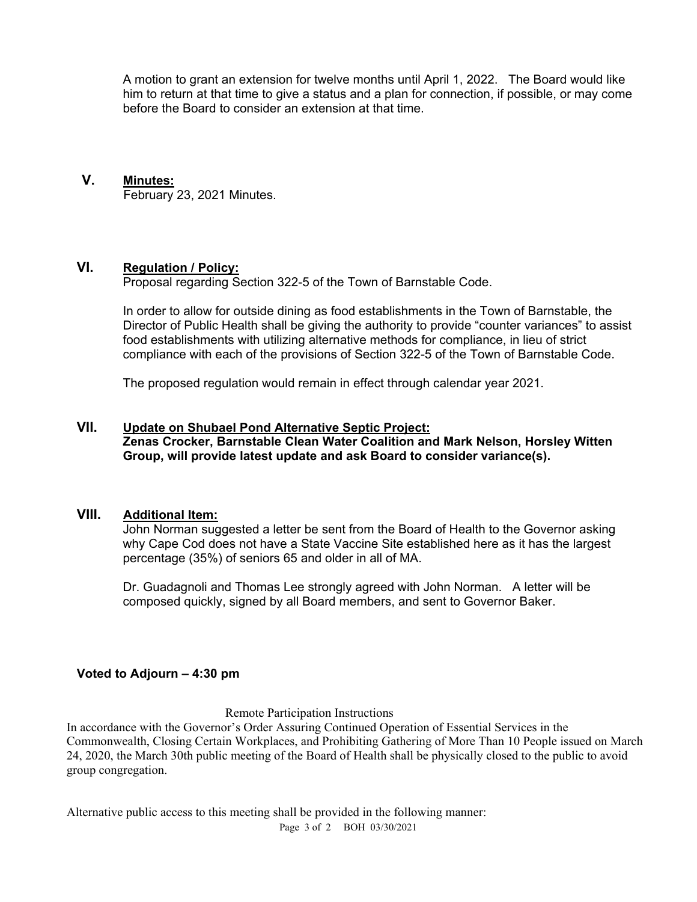A motion to grant an extension for twelve months until April 1, 2022. The Board would like him to return at that time to give a status and a plan for connection, if possible, or may come before the Board to consider an extension at that time.

## V. Minutes:

February 23, 2021 Minutes.

## VI. Regulation / Policy:

Proposal regarding Section 322-5 of the Town of Barnstable Code.

In order to allow for outside dining as food establishments in the Town of Barnstable, the Director of Public Health shall be giving the authority to provide "counter variances" to assist food establishments with utilizing alternative methods for compliance, in lieu of strict compliance with each of the provisions of Section 322-5 of the Town of Barnstable Code.

The proposed regulation would remain in effect through calendar year 2021.

## VII. Update on Shubael Pond Alternative Septic Project:

**Zenas Crocker, Barnstable Clean Water Coalition and Mark Nelson, Horsley Witten Group, will provide latest update and ask Board to consider variance(s).**

## VIII. Additional Item:

John Norman suggested a letter be sent from the Board of Health to the Governor asking why Cape Cod does not have a State Vaccine Site established here as it has the largest percentage (35%) of seniors 65 and older in all of MA.

Dr. Guadagnoli and Thomas Lee strongly agreed with John Norman. A letter will be composed quickly, signed by all Board members, and sent to Governor Baker.

**Voted to Adjourn – 4:30 pm**

Remote Participation Instructions

In accordance with the Governor's Order Assuring Continued Operation of Essential Services in the Commonwealth, Closing Certain Workplaces, and Prohibiting Gathering of More Than 10 People issued on March 24, 2020, the March 30th public meeting of the Board of Health shall be physically closed to the public to avoid group congregation.

Alternative public access to this meeting shall be provided in the following manner: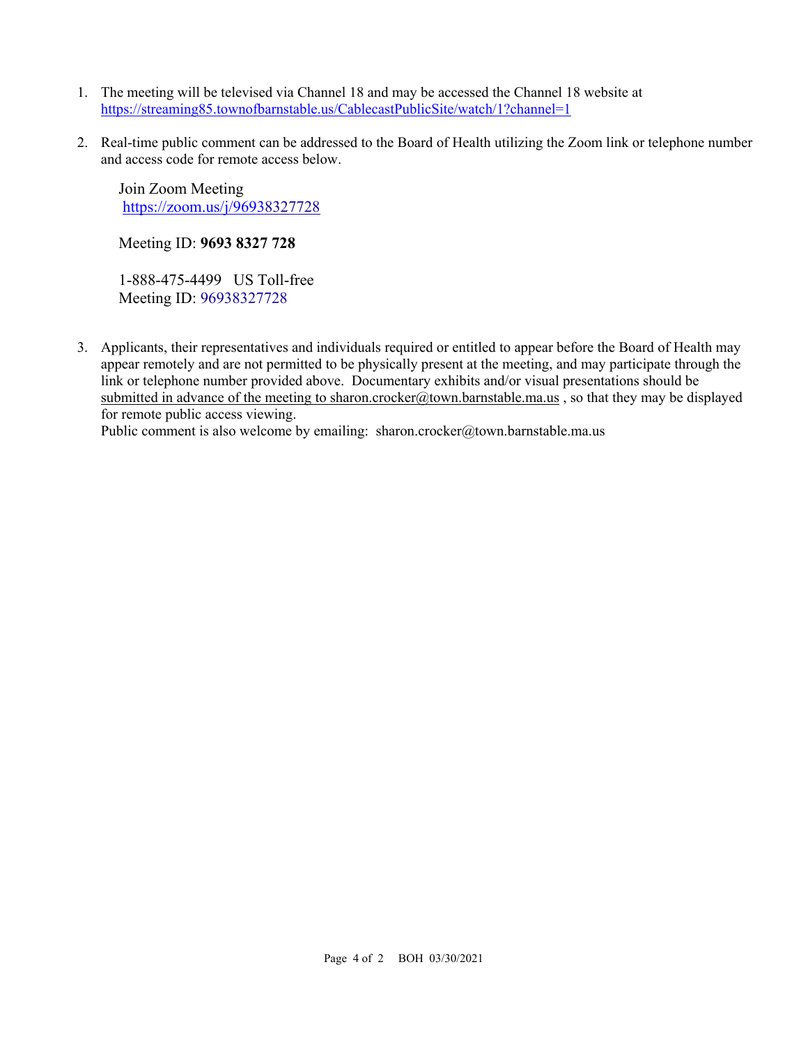1. The meeting will be televised via Channel 18 and may be accessed the Channel 18 website at https://streaming85.townofbarnstable.us/CablecastPublicSite/watch/1?channel=1

2. Real-time public comment can be addressed to the Board of Health utilizing the Zoom link or telephone number and access code for remote access below.

   Join Zoom Meeting
   https://zoom.us/j/96938327728

   Meeting ID: **9693 8327 728**

   1-888-475-4499 US Toll-free
   Meeting ID: 96938327728

3. Applicants, their representatives and individuals required or entitled to appear before the Board of Health may appear remotely and are not permitted to be physically present at the meeting, and may participate through the link or telephone number provided above. Documentary exhibits and/or visual presentations should be submitted in advance of the meeting to sharon.crocker@town.barnstable.ma.us , so that they may be displayed for remote public access viewing.
   Public comment is also welcome by emailing: sharon.crocker@town.barnstable.ma.us